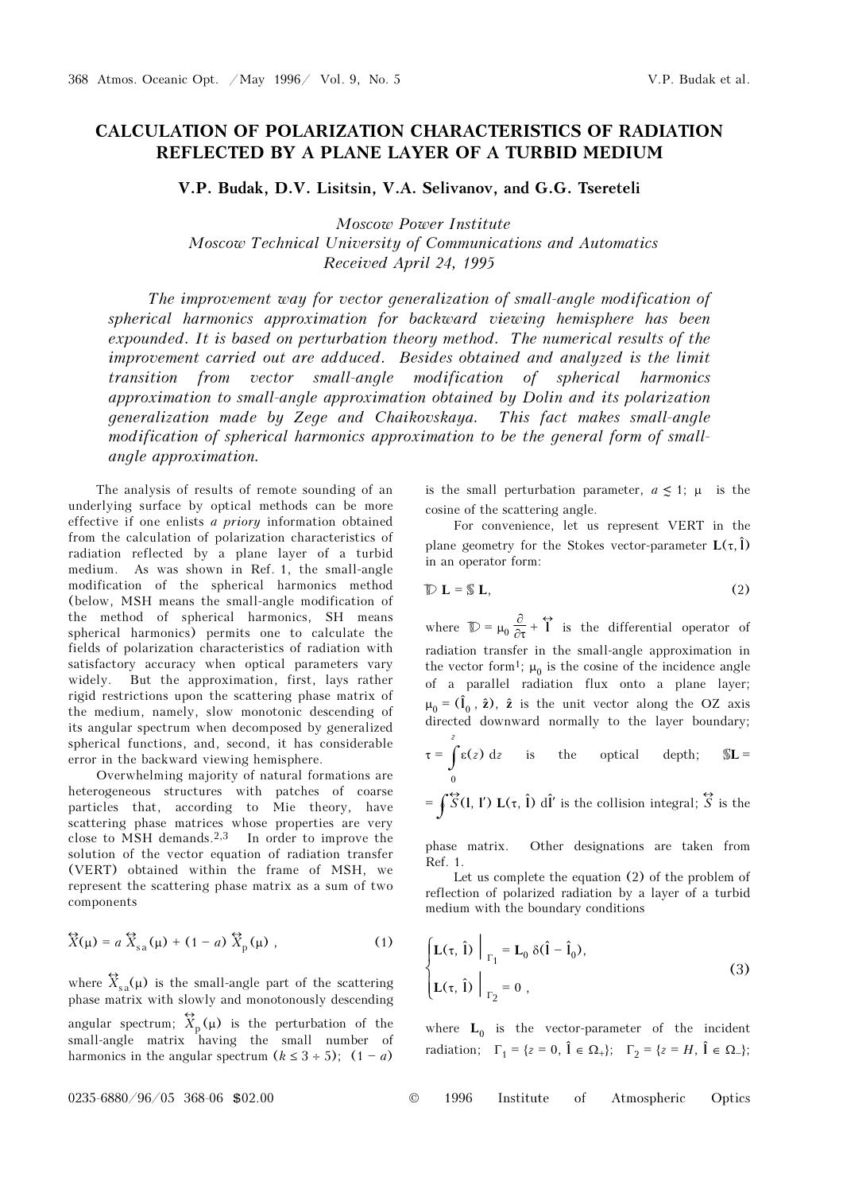# CALCULATION OF POLARIZATION CHARACTERISTICS OF RADIATION REFLECTED BY A PLANE LAYER OF A TURBID MEDIUM

**V.P. Budak, D.V. Lisitsin, V.A. Selivanov, and G.G. Tsereteli**

*Moscow Power Institute*
*Moscow Technical University of Communications and Automatics*
*Received April 24, 1995*

*The improvement way for vector generalization of small-angle modification of spherical harmonics approximation for backward viewing hemisphere has been expounded. It is based on perturbation theory method. The numerical results of the improvement carried out are adduced. Besides obtained and analyzed is the limit transition from vector small-angle modification of spherical harmonics approximation to small-angle approximation obtained by Dolin and its polarization generalization made by Zege and Chaikovskaya. This fact makes small-angle modification of spherical harmonics approximation to be the general form of small-angle approximation.*

The analysis of results of remote sounding of an underlying surface by optical methods can be more effective if one enlists *a priory* information obtained from the calculation of polarization characteristics of radiation reflected by a plane layer of a turbid medium. As was shown in Ref. 1, the small-angle modification of the spherical harmonics method (below, MSH means the small-angle modification of the method of spherical harmonics, SH means spherical harmonics) permits one to calculate the fields of polarization characteristics of radiation with satisfactory accuracy when optical parameters vary widely. But the approximation, first, lays rather rigid restrictions upon the scattering phase matrix of the medium, namely, slow monotonic descending of its angular spectrum when decomposed by generalized spherical functions, and, second, it has considerable error in the backward viewing hemisphere.

Overwhelming majority of natural formations are heterogeneous structures with patches of coarse particles that, according to Mie theory, have scattering phase matrices whose properties are very close to MSH demands.[2,3] In order to improve the solution of the vector equation of radiation transfer (VERT) obtained within the frame of MSH, we represent the scattering phase matrix as a sum of two components

$$\overleftrightarrow{X}(\mu) = a\,\overleftrightarrow{X}_{\rm sa}(\mu) + (1-a)\,\overleftrightarrow{X}_{\rm p}(\mu)\,, \qquad (1)$$

where $\overleftrightarrow{X}_{\rm sa}(\mu)$ is the small-angle part of the scattering phase matrix with slowly and monotonously descending angular spectrum; $\overleftrightarrow{X}_{\rm p}(\mu)$ is the perturbation of the small-angle matrix having the small number of harmonics in the angular spectrum ($k \le 3 \div 5$); $(1-a)$ is the small perturbation parameter, $a \lesssim 1$; $\mu$ is the cosine of the scattering angle.

For convenience, let us represent VERT in the plane geometry for the Stokes vector-parameter $\mathbf{L}(\tau, \hat{\mathbf{l}})$ in an operator form:

$$\mathbb{D}\,\mathbf{L} = \mathbb{S}\,\mathbf{L}, \qquad (2)$$

where $\mathbb{D} = \mu_0 \dfrac{\partial}{\partial \tau} + \overleftrightarrow{\mathbf{I}}$ is the differential operator of radiation transfer in the small-angle approximation in the vector form[1]; $\mu_0$ is the cosine of the incidence angle of a parallel radiation flux onto a plane layer; $\mu_0 = (\hat{\mathbf{l}}_0\,,\,\hat{\mathbf{z}})$, $\hat{\mathbf{z}}$ is the unit vector along the OZ axis directed downward normally to the layer boundary; $\tau = \int\limits_0^z \varepsilon(z)\,{\rm d}z$ is the optical depth; $\mathbb{S}\mathbf{L} = \oint \overleftrightarrow{S}(\mathbf{l}, \mathbf{l}')\,\mathbf{L}(\tau, \hat{\mathbf{l}})\,{\rm d}\hat{\mathbf{l}}'$ is the collision integral; $\overleftrightarrow{S}$ is the phase matrix. Other designations are taken from Ref. 1.

Let us complete the equation (2) of the problem of reflection of polarized radiation by a layer of a turbid medium with the boundary conditions

$$\begin{cases} \mathbf{L}(\tau, \hat{\mathbf{l}})\,\Big|_{\Gamma_1} = \mathbf{L}_0\,\delta(\hat{\mathbf{l}} - \hat{\mathbf{l}}_0), \\ \mathbf{L}(\tau, \hat{\mathbf{l}})\,\Big|_{\Gamma_2} = 0\,, \end{cases} \qquad (3)$$

where $\mathbf{L}_0$ is the vector-parameter of the incident radiation; $\Gamma_1 = \{z = 0,\ \hat{\mathbf{l}} \in \Omega_+\}$; $\Gamma_2 = \{z = H,\ \hat{\mathbf{l}} \in \Omega_-\}$;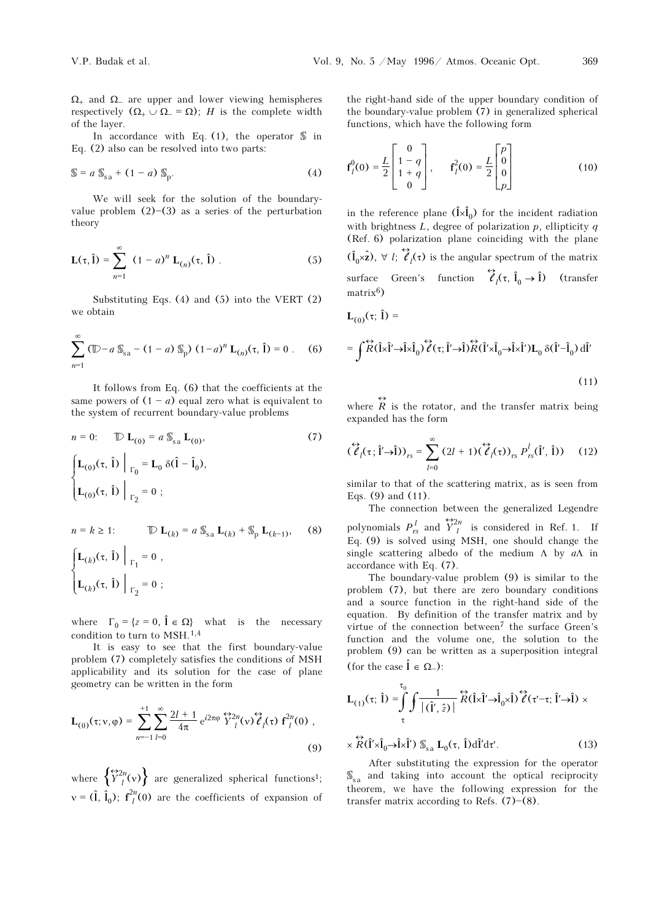$\Omega_+$ and $\Omega_-$ are upper and lower viewing hemispheres respectively ($\Omega_+ \cup \Omega_- = \Omega$); $H$ is the complete width of the layer.

In accordance with Eq. (1), the operator $\mathbb{S}$ in Eq. (2) also can be resolved into two parts:

$$\mathbb{S} = a\,\mathbb{S}_{\text{sa}} + (1 - a)\,\mathbb{S}_{\text{p}}. \tag{4}$$

We will seek for the solution of the boundary-value problem (2)–(3) as a series of the perturbation theory

$$\mathbf{L}(\tau, \hat{\mathbf{l}}) = \sum_{n=1}^{\infty} (1 - a)^n\,\mathbf{L}_{(n)}(\tau, \hat{\mathbf{l}})\,. \tag{5}$$

Substituting Eqs. (4) and (5) into the VERT (2) we obtain

$$\sum_{n=1}^{\infty} (\mathbb{D} - a\,\mathbb{S}_{\text{sa}} - (1 - a)\,\mathbb{S}_{\text{p}})\,(1-a)^n\,\mathbf{L}_{(n)}(\tau, \hat{\mathbf{l}}) = 0\,. \tag{6}$$

It follows from Eq. (6) that the coefficients at the same powers of $(1 - a)$ equal zero what is equivalent to the system of recurrent boundary-value problems

$$n = 0: \qquad \mathbb{D}\,\mathbf{L}_{(0)} = a\,\mathbb{S}_{\text{sa}}\,\mathbf{L}_{(0)}, \tag{7}$$

$$\begin{cases} \mathbf{L}_{(0)}(\tau, \hat{\mathbf{l}})\Big|_{\Gamma_0} = \mathbf{L}_0\,\delta(\hat{\mathbf{l}} - \hat{\mathbf{l}}_0), \\ \mathbf{L}_{(0)}(\tau, \hat{\mathbf{l}})\Big|_{\Gamma_2} = 0\,; \end{cases}$$

$$n = k \ge 1: \qquad \mathbb{D}\,\mathbf{L}_{(k)} = a\,\mathbb{S}_{\text{sa}}\,\mathbf{L}_{(k)} + \mathbb{S}_{\text{p}}\,\mathbf{L}_{(k-1)}, \tag{8}$$

$$\begin{cases} \mathbf{L}_{(k)}(\tau, \hat{\mathbf{l}})\Big|_{\Gamma_1} = 0\,, \\ \mathbf{L}_{(k)}(\tau, \hat{\mathbf{l}})\Big|_{\Gamma_2} = 0\,; \end{cases}$$

where $\Gamma_0 = \{z = 0,\ \hat{\mathbf{l}} \in \Omega\}$ what is the necessary condition to turn to MSH.[1,4]

It is easy to see that the first boundary-value problem (7) completely satisfies the conditions of MSH applicability and its solution for the case of plane geometry can be written in the form

$$\mathbf{L}_{(0)}(\tau; \nu, \varphi) = \sum_{n=-1}^{+1} \sum_{l=0}^{\infty} \frac{2l + 1}{4\pi}\,e^{i2\pi\varphi}\,\overset{\leftrightarrow}{Y}{}^{2n}_{l}(\nu)\,\overset{\leftrightarrow}{\ell}_{l}(\tau)\,\mathbf{f}^{2n}_{l}(0)\,, \tag{9}$$

where $\left\{\overset{\leftrightarrow}{Y}{}^{2n}_{l}(\nu)\right\}$ are generalized spherical functions[1]; $\nu = (\hat{\mathbf{l}}, \hat{\mathbf{l}}_0)$; $\mathbf{f}^{2n}_{l}(0)$ are the coefficients of expansion of the right-hand side of the upper boundary condition of the boundary-value problem (7) in generalized spherical functions, which have the following form

$$\mathbf{f}^{0}_{l}(0) = \frac{L}{2}\begin{bmatrix} 0 \\ 1 - q \\ 1 + q \\ 0 \end{bmatrix}, \qquad \mathbf{f}^{2}_{l}(0) = \frac{L}{2}\begin{bmatrix} p \\ 0 \\ 0 \\ p \end{bmatrix} \tag{10}$$

in the reference plane $(\hat{\mathbf{l}} \times \hat{\mathbf{l}}_0)$ for the incident radiation with brightness $L$, degree of polarization $p$, ellipticity $q$ (Ref. 6) polarization plane coinciding with the plane $(\hat{\mathbf{l}}_0 \times \hat{\mathbf{z}})$, $\forall\ l$; $\overset{\leftrightarrow}{\ell}_{l}(\tau)$ is the angular spectrum of the matrix surface Green's function $\overset{\leftrightarrow}{\ell}_{l}(\tau, \hat{\mathbf{l}}_0 \to \hat{\mathbf{l}})$ (transfer matrix[6])

$$\mathbf{L}_{(0)}(\tau; \hat{\mathbf{l}}) =$$

$$= \int \overset{\leftrightarrow}{R}(\hat{\mathbf{l}} \times \hat{\mathbf{l}}' \to \hat{\mathbf{l}} \times \hat{\mathbf{l}}_0)\,\overset{\leftrightarrow}{\ell}(\tau; \hat{\mathbf{l}}' \to \hat{\mathbf{l}})\,\overset{\leftrightarrow}{R}(\hat{\mathbf{l}}' \times \hat{\mathbf{l}}_0 \to \hat{\mathbf{l}}' \times \hat{\mathbf{l}}')\,\mathbf{L}_0\,\delta(\hat{\mathbf{l}}' - \hat{\mathbf{l}}_0)\,d\hat{\mathbf{l}}' \tag{11}$$

where $\overset{\leftrightarrow}{R}$ is the rotator, and the transfer matrix being expanded has the form

$$(\overset{\leftrightarrow}{\ell}_{l}(\tau; \hat{\mathbf{l}}' \to \hat{\mathbf{l}}))_{rs} = \sum_{l=0}^{\infty} (2l + 1)(\overset{\leftrightarrow}{\ell}_{l}(\tau))_{rs}\,P^{l}_{rs}(\hat{\mathbf{l}}', \hat{\mathbf{l}})) \tag{12}$$

similar to that of the scattering matrix, as is seen from Eqs. (9) and (11).

The connection between the generalized Legendre polynomials $P^{l}_{rs}$ and $\overset{\leftrightarrow}{Y}{}^{2n}_{l}$ is considered in Ref. 1. If Eq. (9) is solved using MSH, one should change the single scattering albedo of the medium $\Lambda$ by $a\Lambda$ in accordance with Eq. (7).

The boundary-value problem (9) is similar to the problem (7), but there are zero boundary conditions and a source function in the right-hand side of the equation. By definition of the transfer matrix and by virtue of the connection between[7] the surface Green's function and the volume one, the solution to the problem (9) can be written as a superposition integral (for the case $\hat{\mathbf{l}} \in \Omega_-$):

$$\mathbf{L}_{(1)}(\tau; \hat{\mathbf{l}}) = \int_{\tau}^{\tau_0} \int \frac{1}{|(\hat{\mathbf{l}}', \hat{z})|}\,\overset{\leftrightarrow}{R}(\hat{\mathbf{l}} \times \hat{\mathbf{l}}' \to \hat{\mathbf{l}}_0 \times \hat{\mathbf{l}})\,\overset{\leftrightarrow}{\ell}(\tau' - \tau; \hat{\mathbf{l}}' \to \hat{\mathbf{l}})\,\times$$

$$\times\,\overset{\leftrightarrow}{R}(\hat{\mathbf{l}}' \times \hat{\mathbf{l}}_0 \to \hat{\mathbf{l}} \times \hat{\mathbf{l}}')\,\mathbb{S}_{\text{sa}}\,\mathbf{L}_0(\tau, \hat{\mathbf{l}})\,d\hat{\mathbf{l}}'\,d\tau'. \tag{13}$$

After substituting the expression for the operator $\mathbb{S}_{\text{sa}}$ and taking into account the optical reciprocity theorem, we have the following expression for the transfer matrix according to Refs. (7)–(8).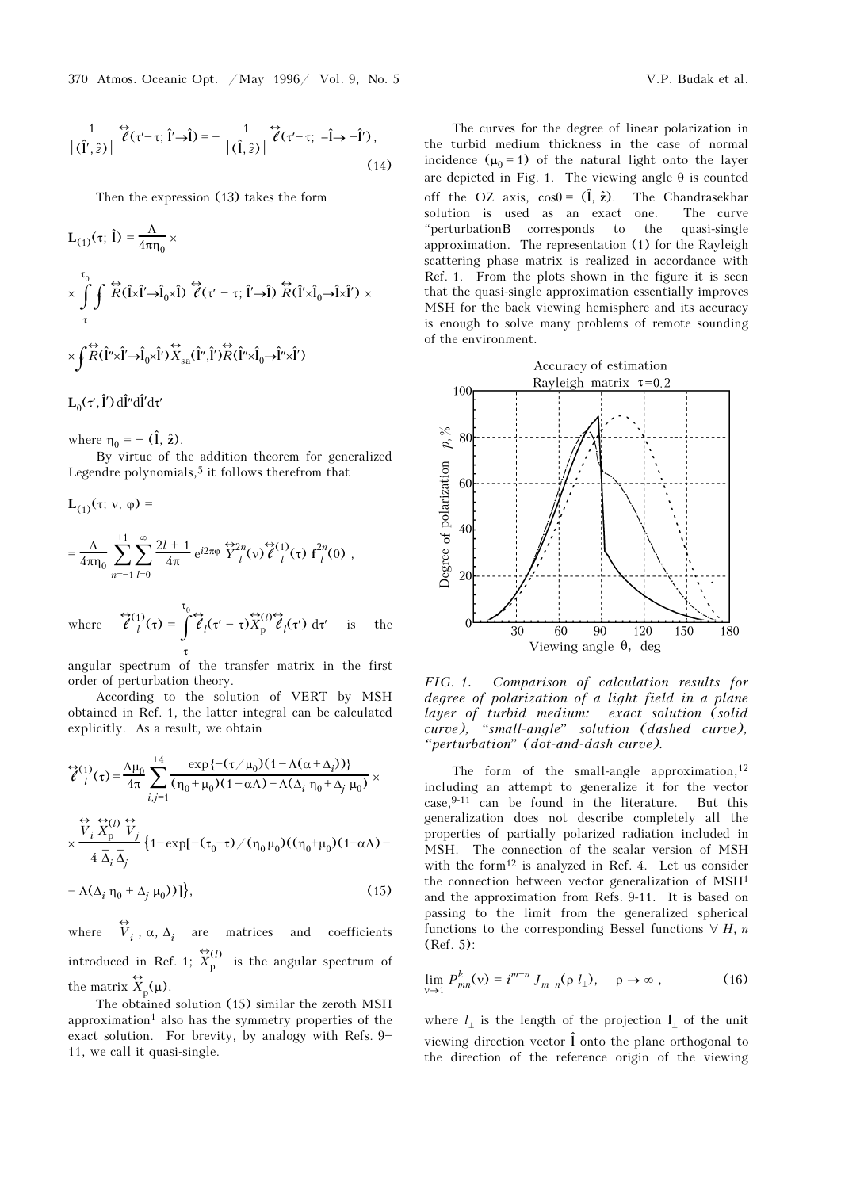$$\frac{1}{|(\hat{\mathbf{l}}', \hat{z})|} \overleftrightarrow{\ell}(\tau'-\tau; \hat{\mathbf{l}}'\to\hat{\mathbf{l}}) = -\frac{1}{|(\hat{\mathbf{l}}, \hat{z})|} \overleftrightarrow{\ell}(\tau'-\tau; -\hat{\mathbf{l}}\to -\hat{\mathbf{l}}'), \tag{14}$$

Then the expression (13) takes the form

$$\mathbf{L}_{(1)}(\tau; \hat{\mathbf{l}}) = \frac{\Lambda}{4\pi\eta_0} \times$$

$$\times \int_{\tau}^{\tau_0} \int \overleftrightarrow{R}(\hat{\mathbf{l}}\times\hat{\mathbf{l}}'\to\hat{\mathbf{l}}_0\times\hat{\mathbf{l}}) \overleftrightarrow{\ell}(\tau' - \tau; \hat{\mathbf{l}}'\to\hat{\mathbf{l}}) \overleftrightarrow{R}(\hat{\mathbf{l}}'\times\hat{\mathbf{l}}_0\to\hat{\mathbf{l}}\times\hat{\mathbf{l}}') \times$$

$$\times \oint \overleftrightarrow{R}(\hat{\mathbf{l}}''\times\hat{\mathbf{l}}'\to\hat{\mathbf{l}}_0\times\hat{\mathbf{l}}') \overleftrightarrow{X}_{\text{sa}}(\hat{\mathbf{l}}'', \hat{\mathbf{l}}') \overleftrightarrow{R}(\hat{\mathbf{l}}''\times\hat{\mathbf{l}}_0\to\hat{\mathbf{l}}''\times\hat{\mathbf{l}}')$$

$$\mathbf{L}_0(\tau', \hat{\mathbf{l}}')\, d\hat{\mathbf{l}}''\, d\hat{\mathbf{l}}'\, d\tau'$$

where $\eta_0 = -(\hat{\mathbf{l}}, \hat{\mathbf{z}})$.

By virtue of the addition theorem for generalized Legendre polynomials,[5] it follows therefrom that

$$\mathbf{L}_{(1)}(\tau; \nu, \varphi) =$$

$$= \frac{\Lambda}{4\pi\eta_0} \sum_{n=-1}^{+1} \sum_{l=0}^{\infty} \frac{2l+1}{4\pi} e^{i2n\varphi} \overleftrightarrow{Y}{}^{2n}_{l}(\nu) \overleftrightarrow{\ell}{}^{(1)}_{l}(\tau)\, \mathbf{f}^{2n}_{l}(0),$$

where $\overleftrightarrow{\ell}{}^{(1)}_{l}(\tau) = \int_{\tau}^{\tau_0} \overleftrightarrow{\ell}_{l}(\tau' - \tau) \overleftrightarrow{X}{}^{(l)}_{\text{p}} \overleftrightarrow{\ell}_{l}(\tau')\, d\tau'$ is the angular spectrum of the transfer matrix in the first order of perturbation theory.

According to the solution of VERT by MSH obtained in Ref. 1, the latter integral can be calculated explicitly. As a result, we obtain

$$\overleftrightarrow{\ell}{}^{(1)}_{l}(\tau) = \frac{\Lambda\mu_0}{4\pi} \sum_{i,j=1}^{+4} \frac{\exp\{-(\tau/\mu_0)(1-\Lambda(\alpha+\Delta_i))\}}{(\eta_0+\mu_0)(1-\alpha\Lambda)-\Lambda(\Delta_i\,\eta_0+\Delta_j\,\mu_0)} \times$$

$$\times \frac{\overleftrightarrow{V}_i \overleftrightarrow{X}{}^{(l)}_{\text{p}} \overleftrightarrow{V}_j}{4\,\bar{\Delta}_i\,\bar{\Delta}_j} \left\{1-\exp[-(\tau_0-\tau)/(\eta_0\,\mu_0)((\eta_0+\mu_0)(1-\alpha\Lambda) - \right.$$

$$\left. - \Lambda(\Delta_i\,\eta_0 + \Delta_j\,\mu_0))]\right\}, \tag{15}$$

where $\overleftrightarrow{V}_i$, $\alpha$, $\Delta_i$ are matrices and coefficients introduced in Ref. 1; $\overleftrightarrow{X}{}^{(l)}_{\text{p}}$ is the angular spectrum of the matrix $\overleftrightarrow{X}_{\text{p}}(\mu)$.

The obtained solution (15) similar the zeroth MSH approximation[1] also has the symmetry properties of the exact solution. For brevity, by analogy with Refs. 9–11, we call it quasi-single.

The curves for the degree of linear polarization in the turbid medium thickness in the case of normal incidence ($\mu_0 = 1$) of the natural light onto the layer are depicted in Fig. 1. The viewing angle $\theta$ is counted off the OZ axis, $\cos\theta = (\hat{\mathbf{l}}, \hat{\mathbf{z}})$. The Chandrasekhar solution is used as an exact one. The curve "perturbationB corresponds to the quasi-single approximation. The representation (1) for the Rayleigh scattering phase matrix is realized in accordance with Ref. 1. From the plots shown in the figure it is seen that the quasi-single approximation essentially improves MSH for the back viewing hemisphere and its accuracy is enough to solve many problems of remote sounding of the environment.

*FIG. 1. Comparison of calculation results for degree of polarization of a light field in a plane layer of turbid medium: exact solution (solid curve), "small-angle" solution (dashed curve), "perturbation" (dot-and-dash curve).*

The form of the small-angle approximation,[12] including an attempt to generalize it for the vector case,[9-11] can be found in the literature. But this generalization does not describe completely all the properties of partially polarized radiation included in MSH. The connection of the scalar version of MSH with the form[12] is analyzed in Ref. 4. Let us consider the connection between vector generalization of MSH[1] and the approximation from Refs. 9-11. It is based on passing to the limit from the generalized spherical functions to the corresponding Bessel functions $\forall\, H, n$ (Ref. 5):

$$\lim_{\nu\to 1} P^{k}_{mn}(\nu) = i^{m-n}\, J_{m-n}(\rho\, l_{\perp}), \quad \rho \to \infty, \tag{16}$$

where $l_{\perp}$ is the length of the projection $\mathbf{l}_{\perp}$ of the unit viewing direction vector $\hat{\mathbf{l}}$ onto the plane orthogonal to the direction of the reference origin of the viewing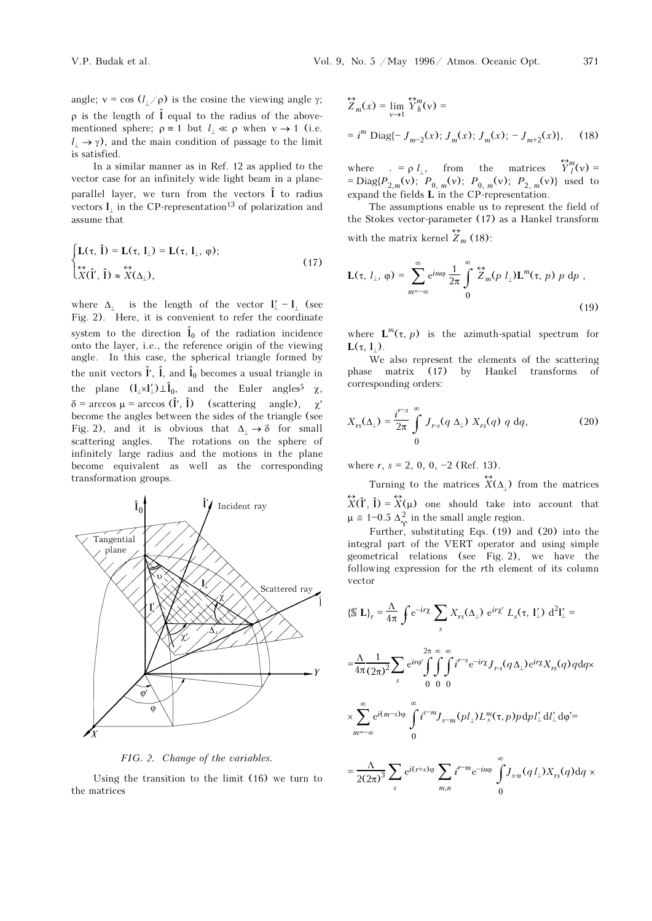angle; $\nu = \cos(l_\perp/\rho)$ is the cosine the viewing angle $\gamma$; $\rho$ is the length of $\hat{\mathbf{l}}$ equal to the radius of the above-mentioned sphere; $\rho \equiv 1$ but $l_\perp \ll \rho$ when $\nu \to 1$ (i.e. $l_\perp \to \gamma$), and the main condition of passage to the limit is satisfied.

In a similar manner as in Ref. 12 as applied to the vector case for an infinitely wide light beam in a plane-parallel layer, we turn from the vectors $\hat{\mathbf{l}}$ to radius vectors $\mathbf{l}_\perp$ in the CP-representation[13] of polarization and assume that

$$
\begin{cases}
\mathbf{L}(\tau, \hat{\mathbf{l}}) = \mathbf{L}(\tau, \mathbf{l}_\perp) = \mathbf{L}(\tau, l_\perp, \varphi); \\
\overleftrightarrow{X}(\hat{\mathbf{l}}', \hat{\mathbf{l}}) \approx \overleftrightarrow{X}(\Delta_\perp),
\end{cases}
\tag{17}
$$

where $\Delta_\perp$ is the length of the vector $\mathbf{l}'_\perp - \mathbf{l}_\perp$ (see Fig. 2). Here, it is convenient to refer the coordinate system to the direction $\hat{\mathbf{l}}_0$ of the radiation incidence onto the layer, i.e., the reference origin of the viewing angle. In this case, the spherical triangle formed by the unit vectors $\hat{\mathbf{l}}'$, $\hat{\mathbf{l}}$, and $\hat{\mathbf{l}}_0$ becomes a usual triangle in the plane $(\mathbf{l}_\perp \times \mathbf{l}'_\perp) \perp \hat{\mathbf{l}}_0$, and the Euler angles[5] $\chi$, $\delta = \arccos \mu = \arccos(\hat{\mathbf{l}}', \hat{\mathbf{l}})$ (scattering angle), $\chi'$ become the angles between the sides of the triangle (see Fig. 2), and it is obvious that $\Delta_\perp \to \delta$ for small scattering angles. The rotations on the sphere of infinitely large radius and the motions in the plane become equivalent as well as the corresponding transformation groups.

FIG. 2. Change of the variables.

Using the transition to the limit (16) we turn to the matrices

$$
\overleftrightarrow{Z}_m(x) = \lim_{\nu \to 1} \overleftrightarrow{Y}^m_k(\nu) =
$$

$$
= i^m \,\mathrm{Diag}\{-J_{m-2}(x);\, J_m(x);\, J_m(x);\, -J_{m+2}(x)\}, \tag{18}
$$

where $. = \rho\, l_\perp$, from the matrices $\overleftrightarrow{Y}^m_l(\nu) = \mathrm{Diag}\{P_{2,m}(\nu);\, P_{0,m}(\nu);\, P_{0,m}(\nu);\, P_{2,m}(\nu)\}$ used to expand the fields $\mathbf{L}$ in the CP-representation.

The assumptions enable us to represent the field of the Stokes vector-parameter (17) as a Hankel transform with the matrix kernel $\overleftrightarrow{Z}_m$ (18):

$$
\mathbf{L}(\tau, l_\perp, \varphi) = \sum_{m=-\infty}^{\infty} e^{im\varphi} \frac{1}{2\pi} \int_0^\infty \overleftrightarrow{Z}_m(p\, l_\perp) \mathbf{L}^m(\tau, p)\, p\, \mathrm{d}p\ , \tag{19}
$$

where $\mathbf{L}^m(\tau, p)$ is the azimuth-spatial spectrum for $\mathbf{L}(\tau, \mathbf{l}_\perp)$.

We also represent the elements of the scattering phase matrix (17) by Hankel transforms of corresponding orders:

$$
X_{rs}(\Delta_\perp) = \frac{i^{r-s}}{2\pi} \int_0^\infty J_{r-s}(q\, \Delta_\perp)\, X_{rs}(q)\, q\, \mathrm{d}q, \tag{20}
$$

where $r, s = 2, 0, 0, -2$ (Ref. 13).

Turning to the matrices $\overleftrightarrow{X}(\Delta_\perp)$ from the matrices $\overleftrightarrow{X}(\hat{\mathbf{l}}', \hat{\mathbf{l}}) = \overleftrightarrow{X}(\mu)$ one should take into account that $\mu \cong 1 - 0.5\, \Delta_\gamma^2$ in the small angle region.

Further, substituting Eqs. (19) and (20) into the integral part of the VERT operator and using simple geometrical relations (see Fig. 2), we have the following expression for the $r$th element of its column vector

$$
\{\mathbb{S}\, \mathbf{L}\}_r = \frac{\Lambda}{4\pi} \int e^{-ir\chi} \sum_s X_{rs}(\Delta_\perp)\, e^{ir\chi'}\, L_s(\tau, \mathbf{l}'_\perp)\, \mathrm{d}^2\mathbf{l}'_\perp =
$$

$$
= \frac{\Lambda}{4\pi} \frac{1}{(2\pi)^2} \sum_s e^{ir\varphi'} \int_0^{2\pi}\int_0^\infty\int_0^\infty i^{r-s} e^{-ir\chi} J_{r-s}(q\Delta_\perp) e^{ir\chi} X_{rs}(q)\, q\, \mathrm{d}q \times
$$

$$
\times \sum_{m=-\infty}^{\infty} e^{i(m-s)\varphi} \int_0^\infty i^{s-m} J_{s-m}(p l_\perp) L_s^m(\tau, p)\, p\, \mathrm{d}p\, l'_\perp\, \mathrm{d}l'_\perp\, \mathrm{d}\varphi' =
$$

$$
= \frac{\Lambda}{2(2\pi)^3} \sum_s e^{i(r+s)\varphi} \sum_{m,n} i^{r-m} e^{-in\varphi} \int_0^\infty J_{s-n}(q\, l_\perp) X_{rs}(q)\, \mathrm{d}q \times
$$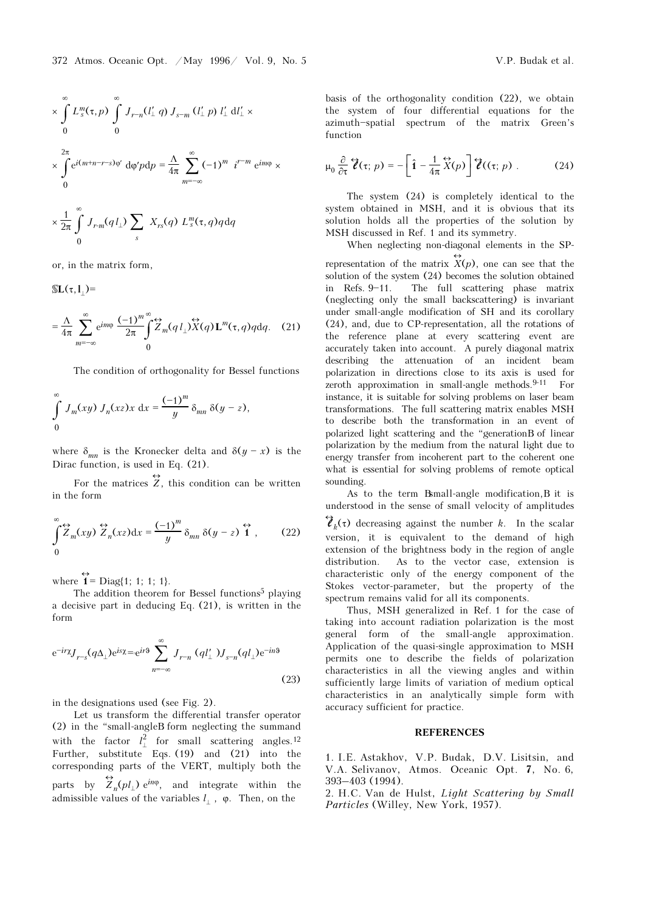$$\times \int_0^\infty L_s^m(\tau,p) \int_0^\infty J_{r-n}(l'_\perp q)\, J_{s-m}(l'_\perp p)\, l'_\perp\, dl'_\perp \times$$

$$\times \int_0^{2\pi} e^{i(m+n-r-s)\varphi'}\, d\varphi' p dp = \frac{\Lambda}{4\pi} \sum_{m=-\infty}^{\infty} (-1)^m\, i^{r-m}\, e^{im\varphi} \times$$

$$\times \frac{1}{2\pi} \int_0^\infty J_{r-m}(q l_\perp) \sum_s X_{rs}(q)\, L_s^m(\tau,q) q dq$$

or, in the matrix form,

$$\mathbb{S}\mathbf{L}(\tau,\mathbf{l}_\perp)=$$

$$= \frac{\Lambda}{4\pi} \sum_{m=-\infty}^{\infty} e^{im\varphi} \frac{(-1)^m}{2\pi} \int_0^\infty \overleftrightarrow{Z}_m(q l_\perp) \overleftrightarrow{X}(q)\, \mathbf{L}^m(\tau,q) q dq. \quad (21)$$

The condition of orthogonality for Bessel functions

$$\int_0^\infty J_m(xy)\, J_n(xz) x\, dx = \frac{(-1)^m}{y}\, \delta_{mn}\, \delta(y-z),$$

where $\delta_{mn}$ is the Kronecker delta and $\delta(y-x)$ is the Dirac function, is used in Eq. (21).

For the matrices $\overleftrightarrow{Z}$, this condition can be written in the form

$$\int_0^\infty \overleftrightarrow{Z}_m(xy)\, \overleftrightarrow{Z}_n(xz) dx = \frac{(-1)^m}{y}\, \delta_{mn}\, \delta(y-z)\, \overleftrightarrow{\mathbf{1}}\,, \quad (22)$$

where $\overleftrightarrow{\mathbf{1}} = \mathrm{Diag}\{1;\, 1;\, 1;\, 1\}$.

The addition theorem for Bessel functions[5] playing a decisive part in deducing Eq. (21), is written in the form

$$e^{-ir\chi} J_{r-s}(q\Delta_\perp) e^{is\chi} = e^{ir\vartheta} \sum_{n=-\infty}^{\infty} J_{r-n}(q l'_\perp) J_{s-n}(q l_\perp) e^{-in\vartheta} \quad (23)$$

in the designations used (see Fig. 2).

Let us transform the differential transfer operator (2) in the "small-angle" form neglecting the summand with the factor $l_\perp^2$ for small scattering angles.[12] Further, substitute Eqs. (19) and (21) into the corresponding parts of the VERT, multiply both the parts by $\overleftrightarrow{Z}_n(pl_\perp)\, e^{in\varphi}$, and integrate within the admissible values of the variables $l_\perp$, $\varphi$. Then, on the basis of the orthogonality condition (22), we obtain the system of four differential equations for the azimuth–spatial spectrum of the matrix Green's function

$$\mu_0 \frac{\partial}{\partial \tau} \overleftrightarrow{\mathcal{C}}(\tau;\, p) = -\left[ \hat{\mathbf{1}} - \frac{1}{4\pi} \overleftrightarrow{X}(p) \right] \overleftrightarrow{\mathcal{C}}((\tau;\, p)\, . \quad (24)$$

The system (24) is completely identical to the system obtained in MSH, and it is obvious that its solution holds all the properties of the solution by MSH discussed in Ref. 1 and its symmetry.

When neglecting non-diagonal elements in the SP-representation of the matrix $\overleftrightarrow{X}(p)$, one can see that the solution of the system (24) becomes the solution obtained in Refs. 9–11. The full scattering phase matrix (neglecting only the small backscattering) is invariant under small-angle modification of SH and its corollary (24), and, due to CP-representation, all the rotations of the reference plane at every scattering event are accurately taken into account. A purely diagonal matrix describing the attenuation of an incident beam polarization in directions close to its axis is used for zeroth approximation in small-angle methods.[9-11] For instance, it is suitable for solving problems on laser beam transformations. The full scattering matrix enables MSH to describe both the transformation in an event of polarized light scattering and the "generation" of linear polarization by the medium from the natural light due to energy transfer from incoherent part to the coherent one what is essential for solving problems of remote optical sounding.

As to the term "small-angle modification," it is understood in the sense of small velocity of amplitudes $\overleftrightarrow{\mathcal{C}}_k(\tau)$ decreasing against the number $k$. In the scalar version, it is equivalent to the demand of high extension of the brightness body in the region of angle distribution. As to the vector case, extension is characteristic only of the energy component of the Stokes vector-parameter, but the property of the spectrum remains valid for all its components.

Thus, MSH generalized in Ref. 1 for the case of taking into account radiation polarization is the most general form of the small-angle approximation. Application of the quasi-single approximation to MSH permits one to describe the fields of polarization characteristics in all the viewing angles and within sufficiently large limits of variation of medium optical characteristics in an analytically simple form with accuracy sufficient for practice.

## REFERENCES

1. I.E. Astakhov, V.P. Budak, D.V. Lisitsin, and V.A. Selivanov, Atmos. Oceanic Opt. **7**, No. 6, 393–403 (1994).
2. H.C. Van de Hulst, *Light Scattering by Small Particles* (Willey, New York, 1957).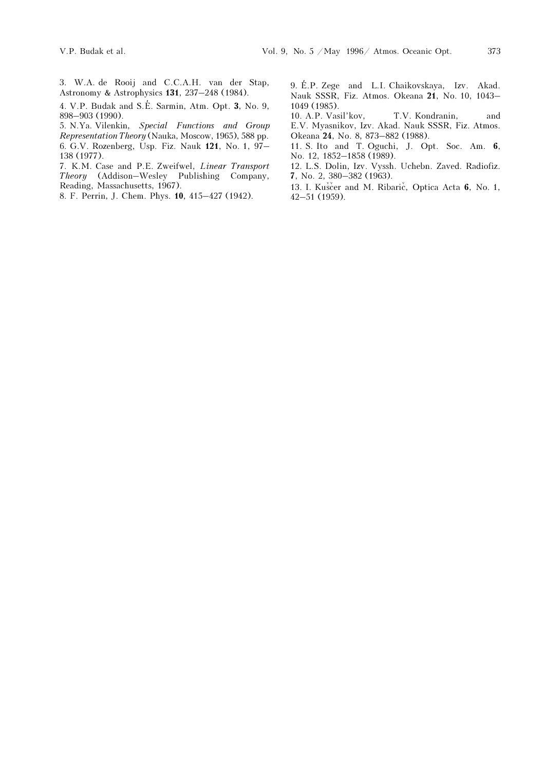3. W.A. de Rooij and C.C.A.H. van der Stap, Astronomy & Astrophysics **131**, 237–248 (1984).

4. V.P. Budak and S.É. Sarmin, Atm. Opt. **3**, No. 9, 898–903 (1990).

5. N.Ya. Vilenkin, *Special Functions and Group Representation Theory* (Nauka, Moscow, 1965), 588 pp.

6. G.V. Rozenberg, Usp. Fiz. Nauk **121**, No. 1, 97–138 (1977).

7. K.M. Case and P.E. Zweifwel, *Linear Transport Theory* (Addison–Wesley Publishing Company, Reading, Massachusetts, 1967).

8. F. Perrin, J. Chem. Phys. **10**, 415–427 (1942).

9. É.P. Zege and L.I. Chaikovskaya, Izv. Akad. Nauk SSSR, Fiz. Atmos. Okeana **21**, No. 10, 1043–1049 (1985).

10. A.P. Vasil'kov, T.V. Kondranin, and E.V. Myasnikov, Izv. Akad. Nauk SSSR, Fiz. Atmos. Okeana **24**, No. 8, 873–882 (1988).

11. S. Ito and T. Oguchi, J. Opt. Soc. Am. **6**, No. 12, 1852–1858 (1989).

12. L.S. Dolin, Izv. Vyssh. Uchebn. Zaved. Radiofiz. **7**, No. 2, 380–382 (1963).

13. I. Kuščer and M. Ribarič, Optica Acta **6**, No. 1, 42–51 (1959).